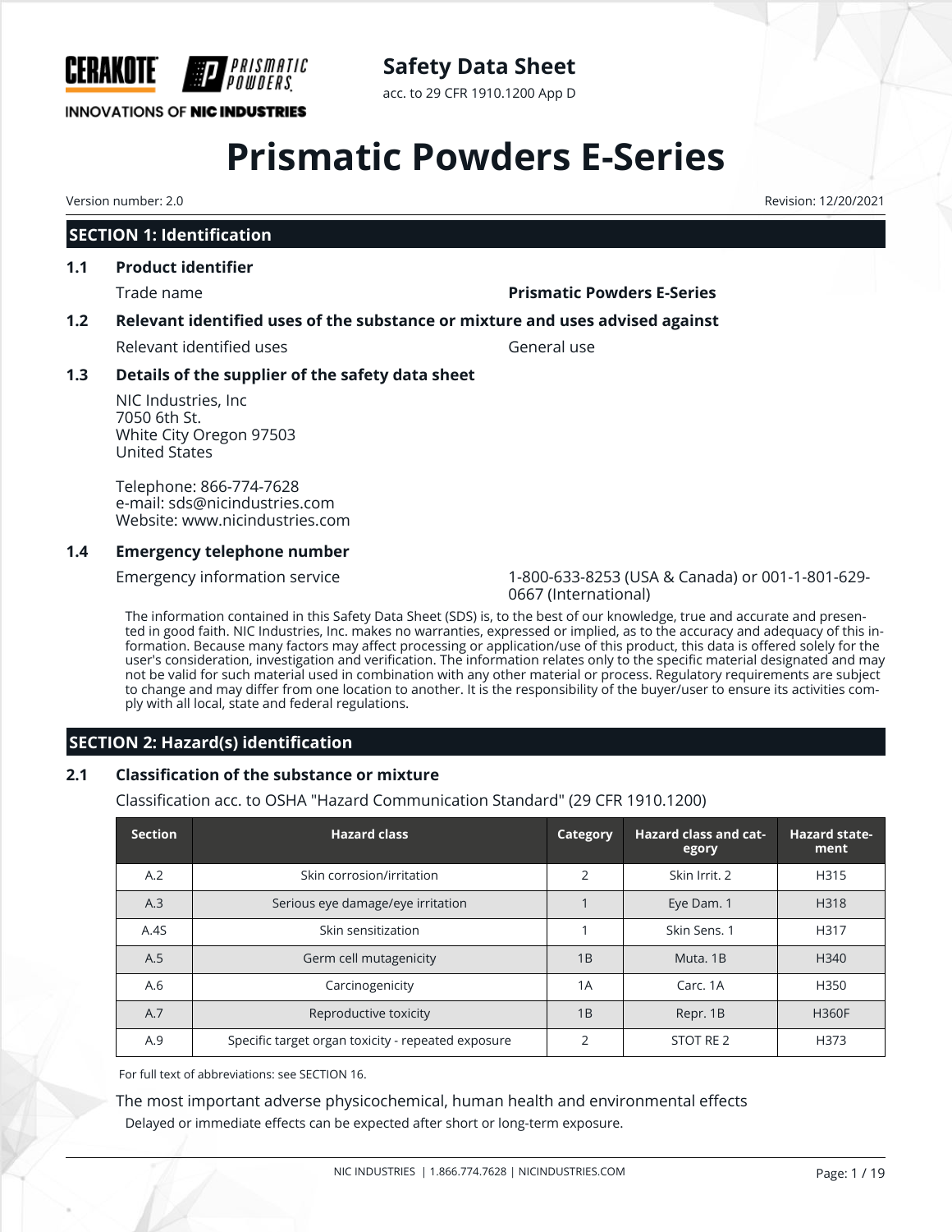CERAKOTE PRISMATIC POWDERS

INNOVATIONS OF NIC INDUSTRIES

**Safety Data Sheet**

acc. to 29 CFR 1910.1200 App D

# Prismatic Powders E-Series

Version number: 2.0

Revision: 12/20/2021

## SECTION 1: Identification

### 1.1 Product identifier

Trade name: **Prismatic Powders E-Series**

### 1.2 Relevant identified uses of the substance or mixture and uses advised against

Relevant identified uses: General use

### 1.3 Details of the supplier of the safety data sheet

NIC Industries, Inc
7050 6th St.
White City Oregon 97503
United States

Telephone: 866-774-7628
e-mail: sds@nicindustries.com
Website: www.nicindustries.com

### 1.4 Emergency telephone number

Emergency information service: 1-800-633-8253 (USA & Canada) or 001-1-801-629-0667 (International)

The information contained in this Safety Data Sheet (SDS) is, to the best of our knowledge, true and accurate and presented in good faith. NIC Industries, Inc. makes no warranties, expressed or implied, as to the accuracy and adequacy of this information. Because many factors may affect processing or application/use of this product, this data is offered solely for the user's consideration, investigation and verification. The information relates only to the specific material designated and may not be valid for such material used in combination with any other material or process. Regulatory requirements are subject to change and may differ from one location to another. It is the responsibility of the buyer/user to ensure its activities comply with all local, state and federal regulations.

## SECTION 2: Hazard(s) identification

### 2.1 Classification of the substance or mixture

Classification acc. to OSHA "Hazard Communication Standard" (29 CFR 1910.1200)

| Section | Hazard class | Category | Hazard class and category | Hazard statement |
|---|---|---|---|---|
| A.2 | Skin corrosion/irritation | 2 | Skin Irrit. 2 | H315 |
| A.3 | Serious eye damage/eye irritation | 1 | Eye Dam. 1 | H318 |
| A.4S | Skin sensitization | 1 | Skin Sens. 1 | H317 |
| A.5 | Germ cell mutagenicity | 1B | Muta. 1B | H340 |
| A.6 | Carcinogenicity | 1A | Carc. 1A | H350 |
| A.7 | Reproductive toxicity | 1B | Repr. 1B | H360F |
| A.9 | Specific target organ toxicity - repeated exposure | 2 | STOT RE 2 | H373 |

For full text of abbreviations: see SECTION 16.

The most important adverse physicochemical, human health and environmental effects

Delayed or immediate effects can be expected after short or long-term exposure.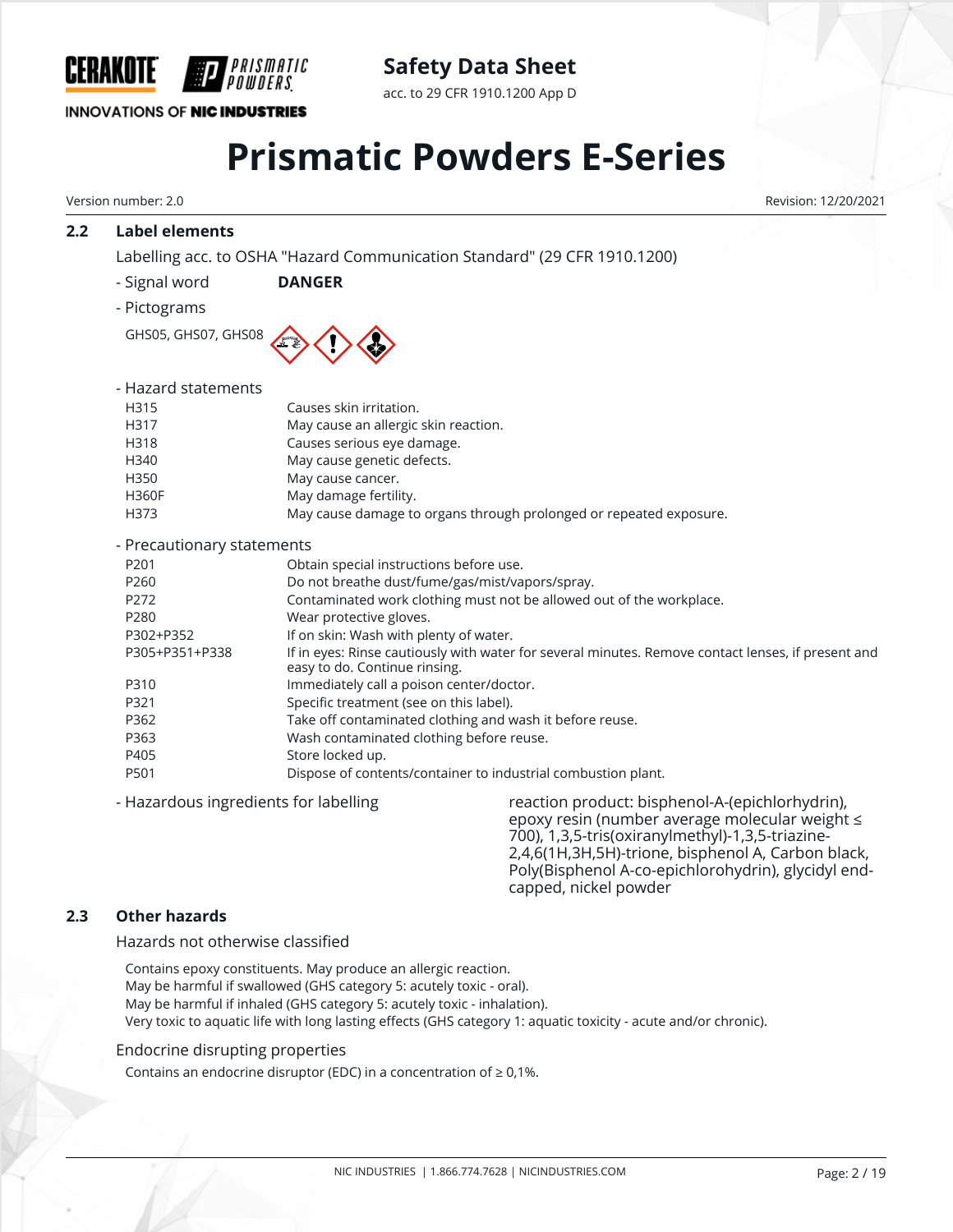### 2.2 Label elements

Labelling acc. to OSHA "Hazard Communication Standard" (29 CFR 1910.1200)

- Signal word **DANGER**
- Pictograms

GHS05, GHS07, GHS08

- Hazard statements

| | |
|---|---|
| H315 | Causes skin irritation. |
| H317 | May cause an allergic skin reaction. |
| H318 | Causes serious eye damage. |
| H340 | May cause genetic defects. |
| H350 | May cause cancer. |
| H360F | May damage fertility. |
| H373 | May cause damage to organs through prolonged or repeated exposure. |

- Precautionary statements

| | |
|---|---|
| P201 | Obtain special instructions before use. |
| P260 | Do not breathe dust/fume/gas/mist/vapors/spray. |
| P272 | Contaminated work clothing must not be allowed out of the workplace. |
| P280 | Wear protective gloves. |
| P302+P352 | If on skin: Wash with plenty of water. |
| P305+P351+P338 | If in eyes: Rinse cautiously with water for several minutes. Remove contact lenses, if present and easy to do. Continue rinsing. |
| P310 | Immediately call a poison center/doctor. |
| P321 | Specific treatment (see on this label). |
| P362 | Take off contaminated clothing and wash it before reuse. |
| P363 | Wash contaminated clothing before reuse. |
| P405 | Store locked up. |
| P501 | Dispose of contents/container to industrial combustion plant. |

- Hazardous ingredients for labelling: reaction product: bisphenol-A-(epichlorhydrin), epoxy resin (number average molecular weight ≤ 700), 1,3,5-tris(oxiranylmethyl)-1,3,5-triazine-2,4,6(1H,3H,5H)-trione, bisphenol A, Carbon black, Poly(Bisphenol A-co-epichlorohydrin), glycidyl end-capped, nickel powder

### 2.3 Other hazards

Hazards not otherwise classified

Contains epoxy constituents. May produce an allergic reaction.
May be harmful if swallowed (GHS category 5: acutely toxic - oral).
May be harmful if inhaled (GHS category 5: acutely toxic - inhalation).
Very toxic to aquatic life with long lasting effects (GHS category 1: aquatic toxicity - acute and/or chronic).

Endocrine disrupting properties

Contains an endocrine disruptor (EDC) in a concentration of ≥ 0,1%.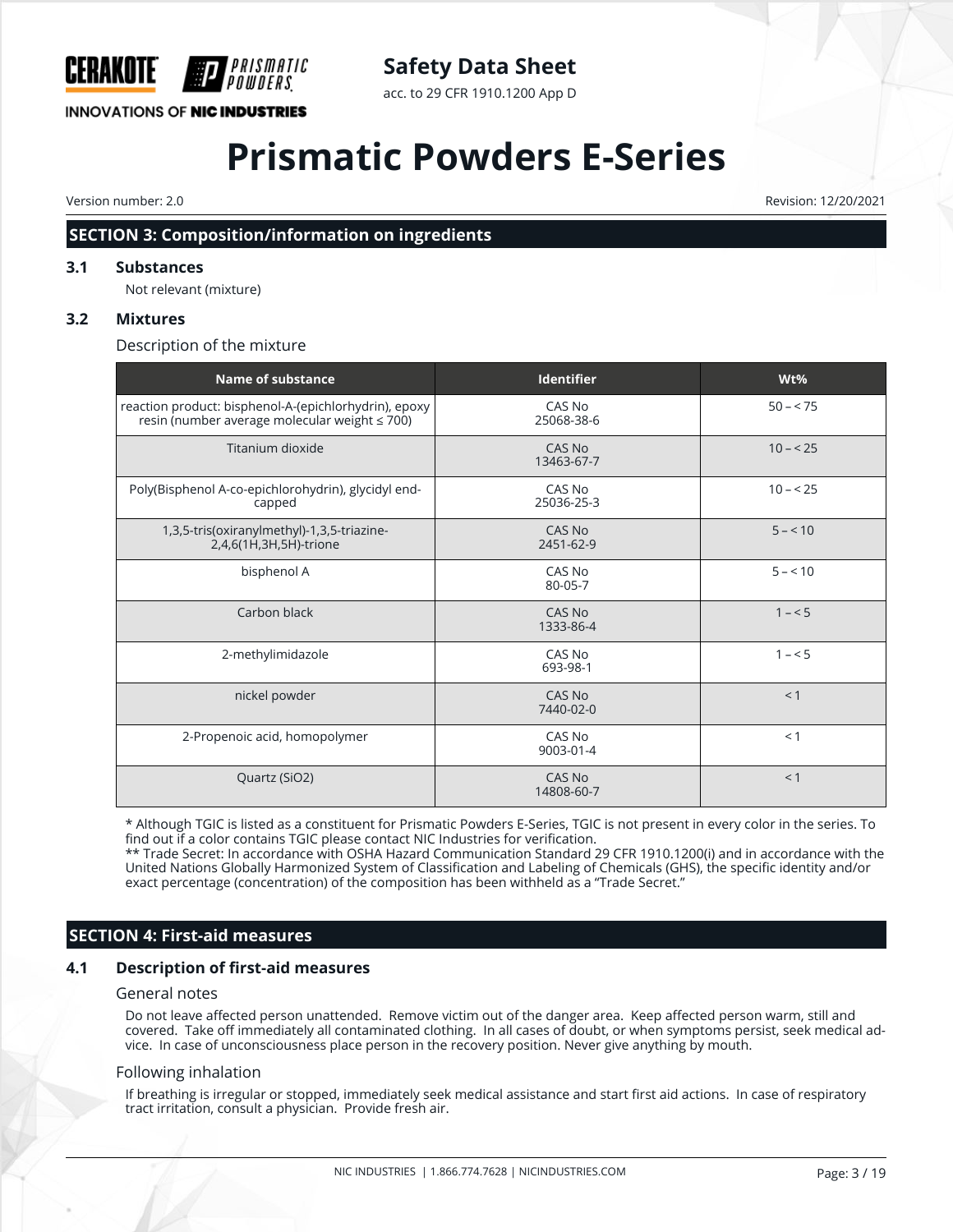## SECTION 3: Composition/information on ingredients

### 3.1 Substances

Not relevant (mixture)

### 3.2 Mixtures

Description of the mixture

| Name of substance | Identifier | Wt% |
|---|---|---|
| reaction product: bisphenol-A-(epichlorhydrin), epoxy resin (number average molecular weight ≤ 700) | CAS No 25068-38-6 | 50 – < 75 |
| Titanium dioxide | CAS No 13463-67-7 | 10 – < 25 |
| Poly(Bisphenol A-co-epichlorohydrin), glycidyl end-capped | CAS No 25036-25-3 | 10 – < 25 |
| 1,3,5-tris(oxiranylmethyl)-1,3,5-triazine-2,4,6(1H,3H,5H)-trione | CAS No 2451-62-9 | 5 – < 10 |
| bisphenol A | CAS No 80-05-7 | 5 – < 10 |
| Carbon black | CAS No 1333-86-4 | 1 – < 5 |
| 2-methylimidazole | CAS No 693-98-1 | 1 – < 5 |
| nickel powder | CAS No 7440-02-0 | < 1 |
| 2-Propenoic acid, homopolymer | CAS No 9003-01-4 | < 1 |
| Quartz ($SiO_2$) | CAS No 14808-60-7 | < 1 |

* Although TGIC is listed as a constituent for Prismatic Powders E-Series, TGIC is not present in every color in the series. To find out if a color contains TGIC please contact NIC Industries for verification.
** Trade Secret: In accordance with OSHA Hazard Communication Standard 29 CFR 1910.1200(i) and in accordance with the United Nations Globally Harmonized System of Classification and Labeling of Chemicals (GHS), the specific identity and/or exact percentage (concentration) of the composition has been withheld as a "Trade Secret."

## SECTION 4: First-aid measures

### 4.1 Description of first-aid measures

General notes

Do not leave affected person unattended. Remove victim out of the danger area. Keep affected person warm, still and covered. Take off immediately all contaminated clothing. In all cases of doubt, or when symptoms persist, seek medical advice. In case of unconsciousness place person in the recovery position. Never give anything by mouth.

Following inhalation

If breathing is irregular or stopped, immediately seek medical assistance and start first aid actions. In case of respiratory tract irritation, consult a physician. Provide fresh air.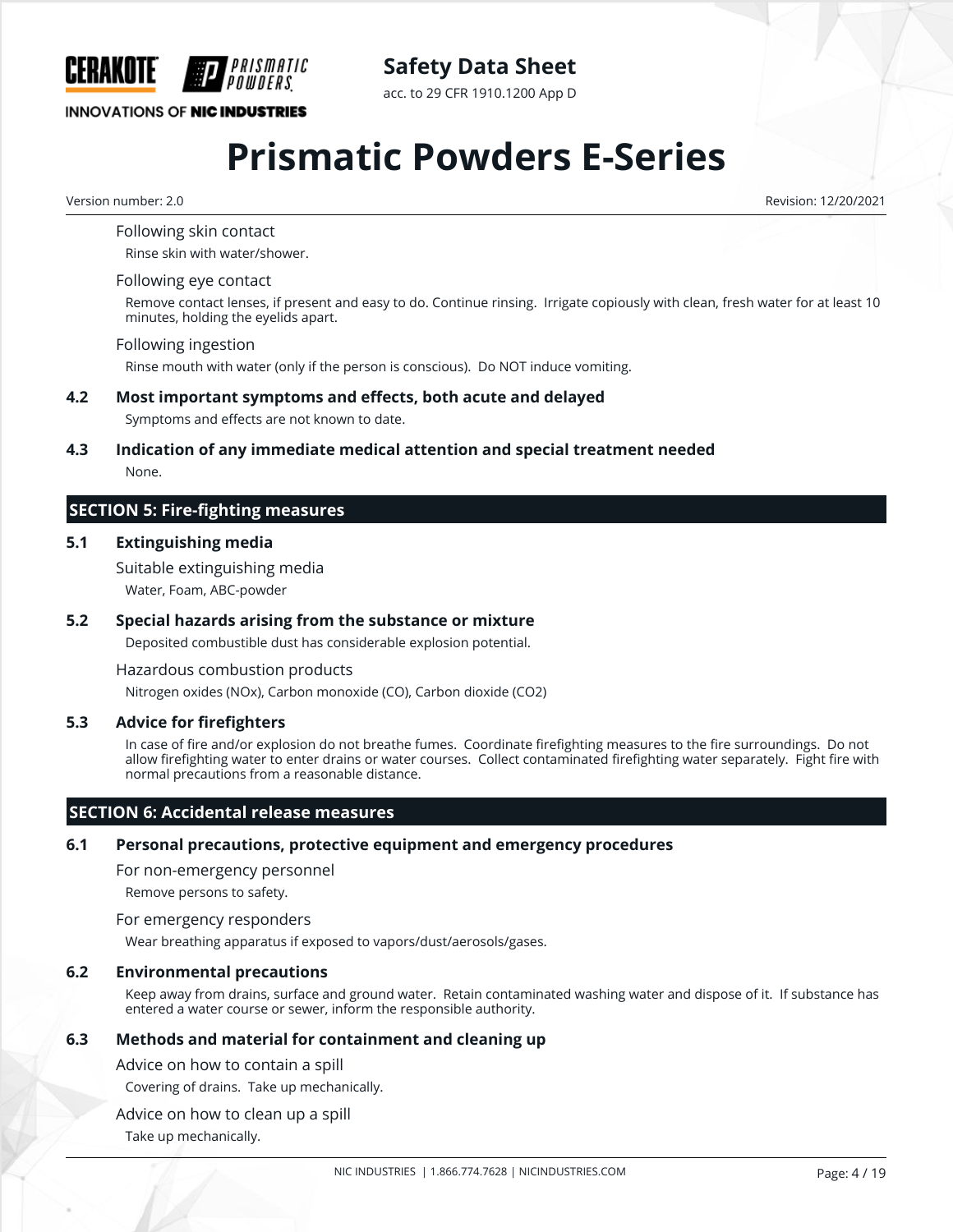Following skin contact

Rinse skin with water/shower.

Following eye contact

Remove contact lenses, if present and easy to do. Continue rinsing. Irrigate copiously with clean, fresh water for at least 10 minutes, holding the eyelids apart.

Following ingestion

Rinse mouth with water (only if the person is conscious). Do NOT induce vomiting.

### 4.2 Most important symptoms and effects, both acute and delayed

Symptoms and effects are not known to date.

### 4.3 Indication of any immediate medical attention and special treatment needed

None.

## SECTION 5: Fire-fighting measures

### 5.1 Extinguishing media

Suitable extinguishing media

Water, Foam, ABC-powder

### 5.2 Special hazards arising from the substance or mixture

Deposited combustible dust has considerable explosion potential.

Hazardous combustion products

Nitrogen oxides (NOx), Carbon monoxide (CO), Carbon dioxide ($CO_2$)

### 5.3 Advice for firefighters

In case of fire and/or explosion do not breathe fumes. Coordinate firefighting measures to the fire surroundings. Do not allow firefighting water to enter drains or water courses. Collect contaminated firefighting water separately. Fight fire with normal precautions from a reasonable distance.

## SECTION 6: Accidental release measures

### 6.1 Personal precautions, protective equipment and emergency procedures

For non-emergency personnel

Remove persons to safety.

For emergency responders

Wear breathing apparatus if exposed to vapors/dust/aerosols/gases.

### 6.2 Environmental precautions

Keep away from drains, surface and ground water. Retain contaminated washing water and dispose of it. If substance has entered a water course or sewer, inform the responsible authority.

### 6.3 Methods and material for containment and cleaning up

Advice on how to contain a spill

Covering of drains. Take up mechanically.

Advice on how to clean up a spill

Take up mechanically.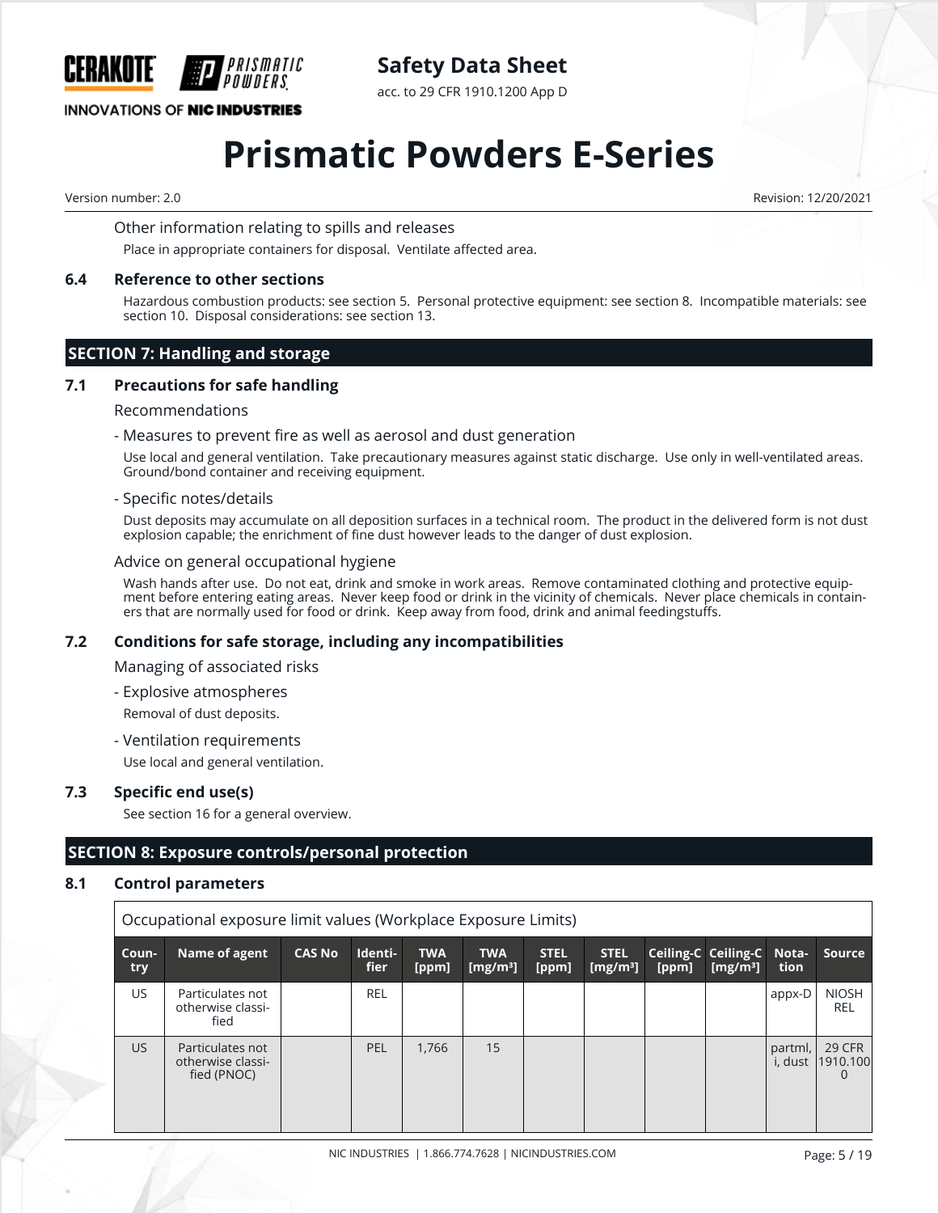Other information relating to spills and releases

Place in appropriate containers for disposal. Ventilate affected area.

### 6.4 Reference to other sections

Hazardous combustion products: see section 5. Personal protective equipment: see section 8. Incompatible materials: see section 10. Disposal considerations: see section 13.

## SECTION 7: Handling and storage

### 7.1 Precautions for safe handling

Recommendations

- Measures to prevent fire as well as aerosol and dust generation

Use local and general ventilation. Take precautionary measures against static discharge. Use only in well-ventilated areas. Ground/bond container and receiving equipment.

- Specific notes/details

Dust deposits may accumulate on all deposition surfaces in a technical room. The product in the delivered form is not dust explosion capable; the enrichment of fine dust however leads to the danger of dust explosion.

Advice on general occupational hygiene

Wash hands after use. Do not eat, drink and smoke in work areas. Remove contaminated clothing and protective equipment before entering eating areas. Never keep food or drink in the vicinity of chemicals. Never place chemicals in containers that are normally used for food or drink. Keep away from food, drink and animal feedingstuffs.

### 7.2 Conditions for safe storage, including any incompatibilities

Managing of associated risks

- Explosive atmospheres

Removal of dust deposits.

- Ventilation requirements

Use local and general ventilation.

### 7.3 Specific end use(s)

See section 16 for a general overview.

## SECTION 8: Exposure controls/personal protection

### 8.1 Control parameters

Occupational exposure limit values (Workplace Exposure Limits)

| Country | Name of agent | CAS No | Identifier | TWA [ppm] | TWA [mg/m³] | STEL [ppm] | STEL [mg/m³] | Ceiling-C [ppm] | Ceiling-C [mg/m³] | Notation | Source |
|---|---|---|---|---|---|---|---|---|---|---|---|
| US | Particulates not otherwise classified | | REL | | | | | | | appx-D | NIOSH REL |
| US | Particulates not otherwise classified (PNOC) | | PEL | 1,766 | 15 | | | | | partml, i, dust | 29 CFR 1910.1000 |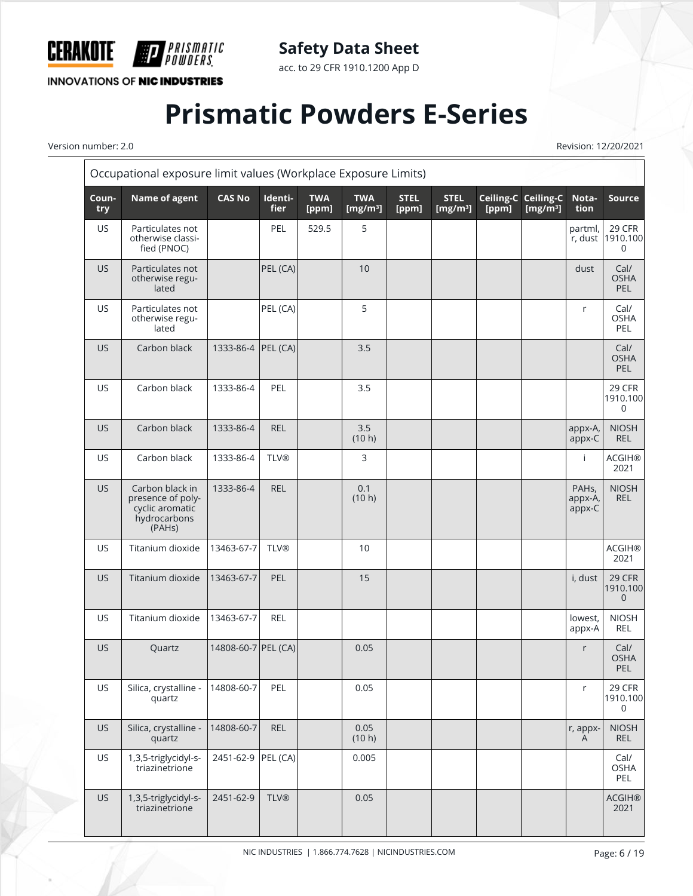| Occupational exposure limit values (Workplace Exposure Limits) | | | | | | | | | | | |
|---|---|---|---|---|---|---|---|---|---|---|---|
| Country | Name of agent | CAS No | Identifier | TWA [ppm] | TWA [mg/m³] | STEL [ppm] | STEL [mg/m³] | Ceiling-C [ppm] | Ceiling-C [mg/m³] | Notation | Source |
| US | Particulates not otherwise classified (PNOC) | | PEL | 529.5 | 5 | | | | | partml, r, dust | 29 CFR 1910.1000 |
| US | Particulates not otherwise regulated | | PEL (CA) | | 10 | | | | | dust | Cal/ OSHA PEL |
| US | Particulates not otherwise regulated | | PEL (CA) | | 5 | | | | | r | Cal/ OSHA PEL |
| US | Carbon black | 1333-86-4 | PEL (CA) | | 3.5 | | | | | | Cal/ OSHA PEL |
| US | Carbon black | 1333-86-4 | PEL | | 3.5 | | | | | | 29 CFR 1910.1000 |
| US | Carbon black | 1333-86-4 | REL | | 3.5 (10 h) | | | | | appx-A, appx-C | NIOSH REL |
| US | Carbon black | 1333-86-4 | TLV® | | 3 | | | | | i | ACGIH® 2021 |
| US | Carbon black in presence of polycyclic aromatic hydrocarbons (PAHs) | 1333-86-4 | REL | | 0.1 (10 h) | | | | | PAHs, appx-A, appx-C | NIOSH REL |
| US | Titanium dioxide | 13463-67-7 | TLV® | | 10 | | | | | | ACGIH® 2021 |
| US | Titanium dioxide | 13463-67-7 | PEL | | 15 | | | | | i, dust | 29 CFR 1910.1000 |
| US | Titanium dioxide | 13463-67-7 | REL | | | | | | | lowest, appx-A | NIOSH REL |
| US | Quartz | 14808-60-7 | PEL (CA) | | 0.05 | | | | | r | Cal/ OSHA PEL |
| US | Silica, crystalline - quartz | 14808-60-7 | PEL | | 0.05 | | | | | r | 29 CFR 1910.1000 |
| US | Silica, crystalline - quartz | 14808-60-7 | REL | | 0.05 (10 h) | | | | | r, appx-A | NIOSH REL |
| US | 1,3,5-triglycidyl-s-triazinetrione | 2451-62-9 | PEL (CA) | | 0.005 | | | | | | Cal/ OSHA PEL |
| US | 1,3,5-triglycidyl-s-triazinetrione | 2451-62-9 | TLV® | | 0.05 | | | | | | ACGIH® 2021 |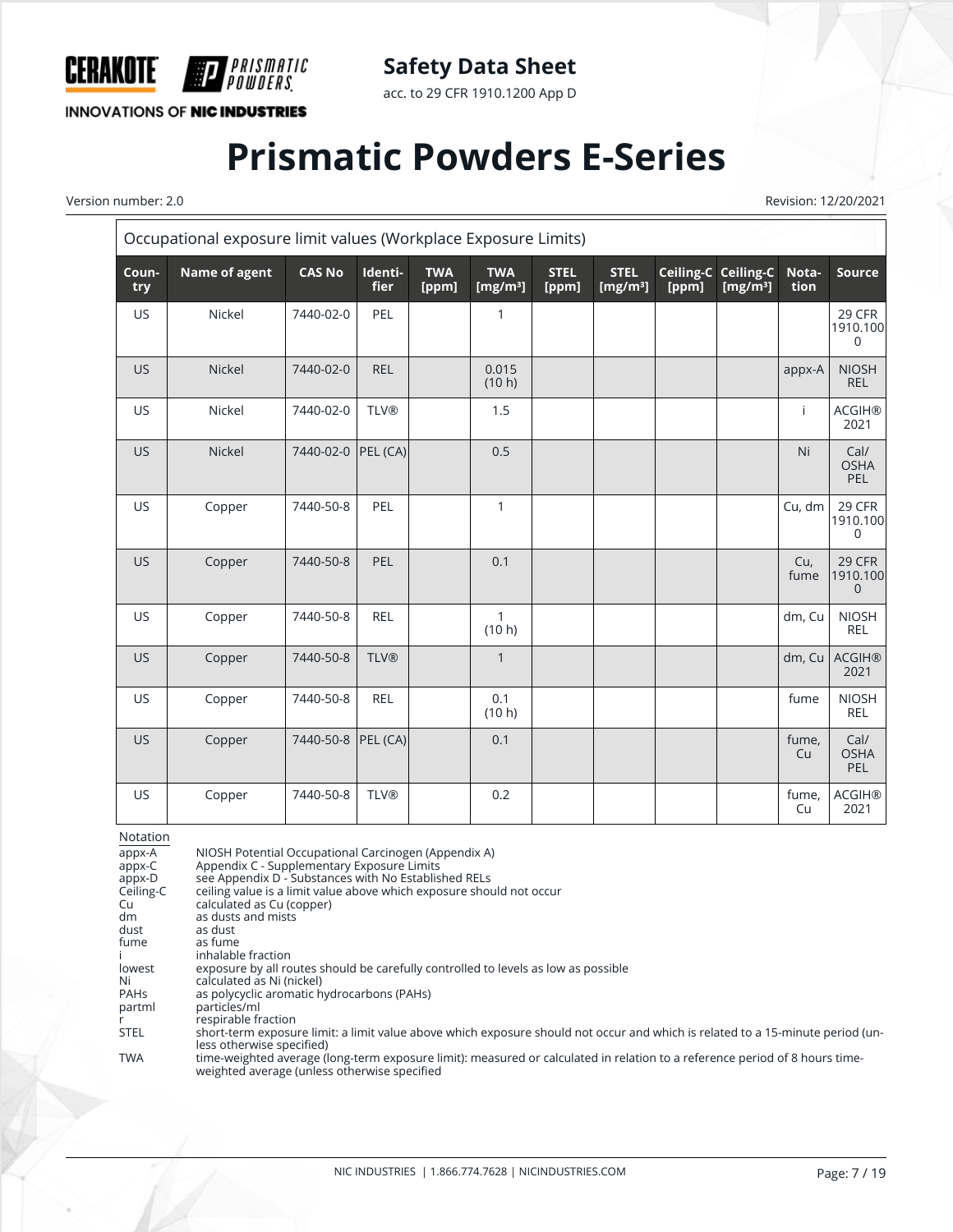| Occupational exposure limit values (Workplace Exposure Limits) | | | | | | | | | | | |
|---|---|---|---|---|---|---|---|---|---|---|---|
| Country | Name of agent | CAS No | Identifier | TWA [ppm] | TWA [mg/m³] | STEL [ppm] | STEL [mg/m³] | Ceiling-C [ppm] | Ceiling-C [mg/m³] | Notation | Source |
| US | Nickel | 7440-02-0 | PEL | | 1 | | | | | | 29 CFR 1910.1000 |
| US | Nickel | 7440-02-0 | REL | | 0.015 (10 h) | | | | | appx-A | NIOSH REL |
| US | Nickel | 7440-02-0 | TLV® | | 1.5 | | | | | i | ACGIH® 2021 |
| US | Nickel | 7440-02-0 | PEL (CA) | | 0.5 | | | | | Ni | Cal/ OSHA PEL |
| US | Copper | 7440-50-8 | PEL | | 1 | | | | | Cu, dm | 29 CFR 1910.1000 |
| US | Copper | 7440-50-8 | PEL | | 0.1 | | | | | Cu, fume | 29 CFR 1910.1000 |
| US | Copper | 7440-50-8 | REL | | 1 (10 h) | | | | | dm, Cu | NIOSH REL |
| US | Copper | 7440-50-8 | TLV® | | 1 | | | | | dm, Cu | ACGIH® 2021 |
| US | Copper | 7440-50-8 | REL | | 0.1 (10 h) | | | | | fume | NIOSH REL |
| US | Copper | 7440-50-8 | PEL (CA) | | 0.1 | | | | | fume, Cu | Cal/ OSHA PEL |
| US | Copper | 7440-50-8 | TLV® | | 0.2 | | | | | fume, Cu | ACGIH® 2021 |

Notation

| | |
|---|---|
| appx-A | NIOSH Potential Occupational Carcinogen (Appendix A) |
| appx-C | Appendix C - Supplementary Exposure Limits |
| appx-D | see Appendix D - Substances with No Established RELs |
| Ceiling-C | ceiling value is a limit value above which exposure should not occur |
| Cu | calculated as Cu (copper) |
| dm | as dusts and mists |
| dust | as dust |
| fume | as fume |
| i | inhalable fraction |
| lowest | exposure by all routes should be carefully controlled to levels as low as possible |
| Ni | calculated as Ni (nickel) |
| PAHs | as polycyclic aromatic hydrocarbons (PAHs) |
| partml | particles/ml |
| r | respirable fraction |
| STEL | short-term exposure limit: a limit value above which exposure should not occur and which is related to a 15-minute period (unless otherwise specified) |
| TWA | time-weighted average (long-term exposure limit): measured or calculated in relation to a reference period of 8 hours time-weighted average (unless otherwise specified |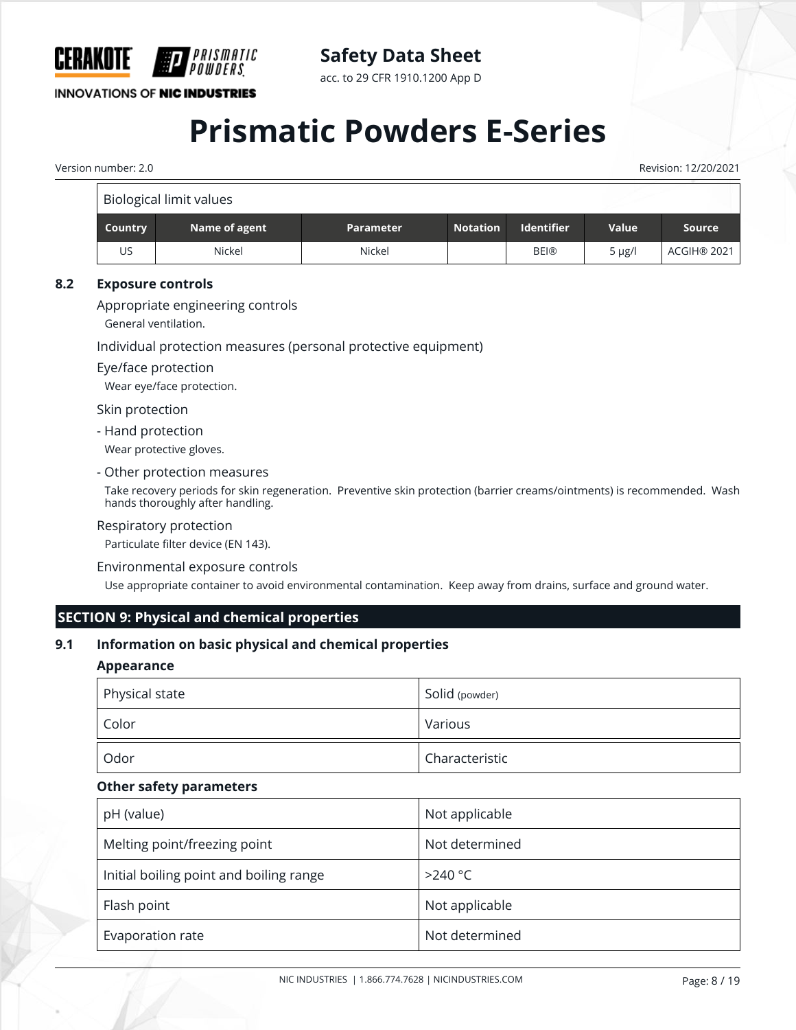| Biological limit values | | | | | | |
|---|---|---|---|---|---|---|
| **Country** | **Name of agent** | **Parameter** | **Notation** | **Identifier** | **Value** | **Source** |
| US | Nickel | Nickel | | BEI® | 5 µg/l | ACGIH® 2021 |

### 8.2 Exposure controls

Appropriate engineering controls

General ventilation.

Individual protection measures (personal protective equipment)

Eye/face protection

Wear eye/face protection.

Skin protection

- Hand protection

Wear protective gloves.

- Other protection measures

Take recovery periods for skin regeneration. Preventive skin protection (barrier creams/ointments) is recommended. Wash hands thoroughly after handling.

Respiratory protection

Particulate filter device (EN 143).

Environmental exposure controls

Use appropriate container to avoid environmental contamination. Keep away from drains, surface and ground water.

## SECTION 9: Physical and chemical properties

### 9.1 Information on basic physical and chemical properties

**Appearance**

| | |
|---|---|
| Physical state | Solid (powder) |
| Color | Various |
| Odor | Characteristic |

**Other safety parameters**

| | |
|---|---|
| pH (value) | Not applicable |
| Melting point/freezing point | Not determined |
| Initial boiling point and boiling range | >240 °C |
| Flash point | Not applicable |
| Evaporation rate | Not determined |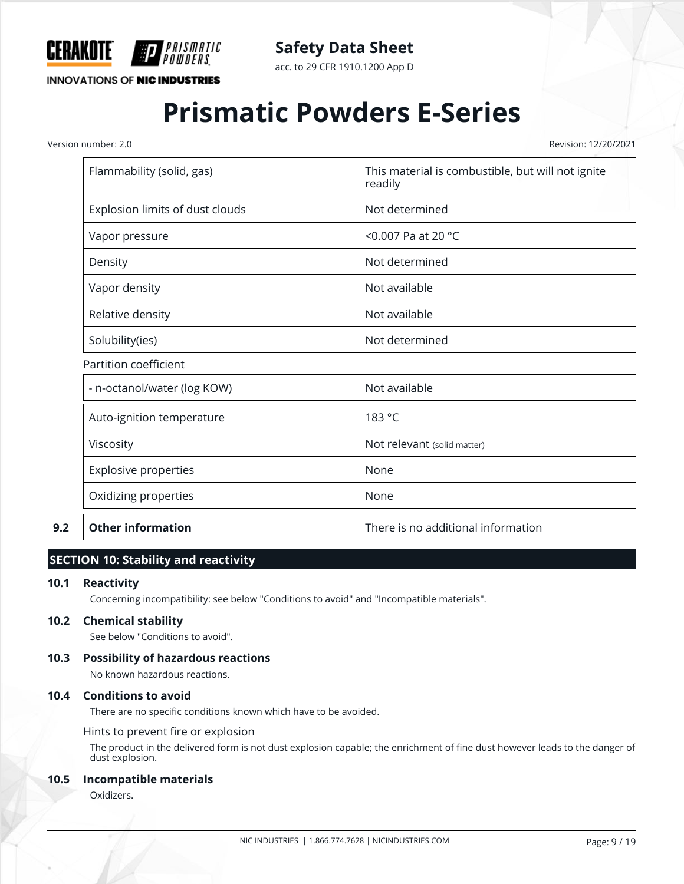| Flammability (solid, gas) | This material is combustible, but will not ignite readily |
|---|---|
| Explosion limits of dust clouds | Not determined |
| Vapor pressure | <0.007 Pa at 20 °C |
| Density | Not determined |
| Vapor density | Not available |
| Relative density | Not available |
| Solubility(ies) | Not determined |

Partition coefficient

| - n-octanol/water (log KOW) | Not available |
|---|---|
| Auto-ignition temperature | 183 °C |
| Viscosity | Not relevant (solid matter) |
| Explosive properties | None |
| Oxidizing properties | None |

| 9.2 | **Other information** | There is no additional information |
|---|---|---|

## SECTION 10: Stability and reactivity

### 10.1 Reactivity

Concerning incompatibility: see below "Conditions to avoid" and "Incompatible materials".

### 10.2 Chemical stability

See below "Conditions to avoid".

### 10.3 Possibility of hazardous reactions

No known hazardous reactions.

### 10.4 Conditions to avoid

There are no specific conditions known which have to be avoided.

Hints to prevent fire or explosion

The product in the delivered form is not dust explosion capable; the enrichment of fine dust however leads to the danger of dust explosion.

### 10.5 Incompatible materials

Oxidizers.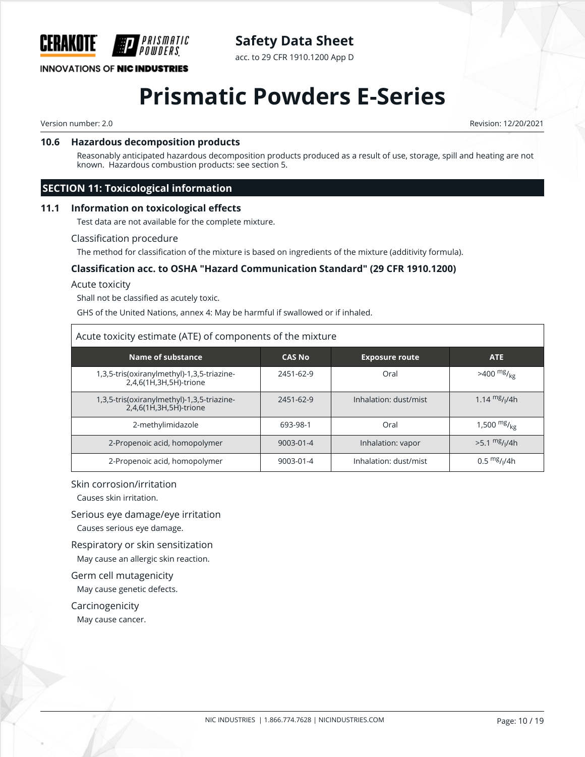### 10.6 Hazardous decomposition products

Reasonably anticipated hazardous decomposition products produced as a result of use, storage, spill and heating are not known. Hazardous combustion products: see section 5.

## SECTION 11: Toxicological information

### 11.1 Information on toxicological effects

Test data are not available for the complete mixture.

Classification procedure

The method for classification of the mixture is based on ingredients of the mixture (additivity formula).

**Classification acc. to OSHA "Hazard Communication Standard" (29 CFR 1910.1200)**

Acute toxicity

Shall not be classified as acutely toxic.

GHS of the United Nations, annex 4: May be harmful if swallowed or if inhaled.

Acute toxicity estimate (ATE) of components of the mixture

| Name of substance | CAS No | Exposure route | ATE |
|---|---|---|---|
| 1,3,5-tris(oxiranylmethyl)-1,3,5-triazine-2,4,6(1H,3H,5H)-trione | 2451-62-9 | Oral | >400 $^{mg}/_{kg}$ |
| 1,3,5-tris(oxiranylmethyl)-1,3,5-triazine-2,4,6(1H,3H,5H)-trione | 2451-62-9 | Inhalation: dust/mist | 1.14 $^{mg}/_{l}$/4h |
| 2-methylimidazole | 693-98-1 | Oral | 1,500 $^{mg}/_{kg}$ |
| 2-Propenoic acid, homopolymer | 9003-01-4 | Inhalation: vapor | >5.1 $^{mg}/_{l}$/4h |
| 2-Propenoic acid, homopolymer | 9003-01-4 | Inhalation: dust/mist | 0.5 $^{mg}/_{l}$/4h |

Skin corrosion/irritation

Causes skin irritation.

Serious eye damage/eye irritation

Causes serious eye damage.

Respiratory or skin sensitization

May cause an allergic skin reaction.

Germ cell mutagenicity

May cause genetic defects.

Carcinogenicity

May cause cancer.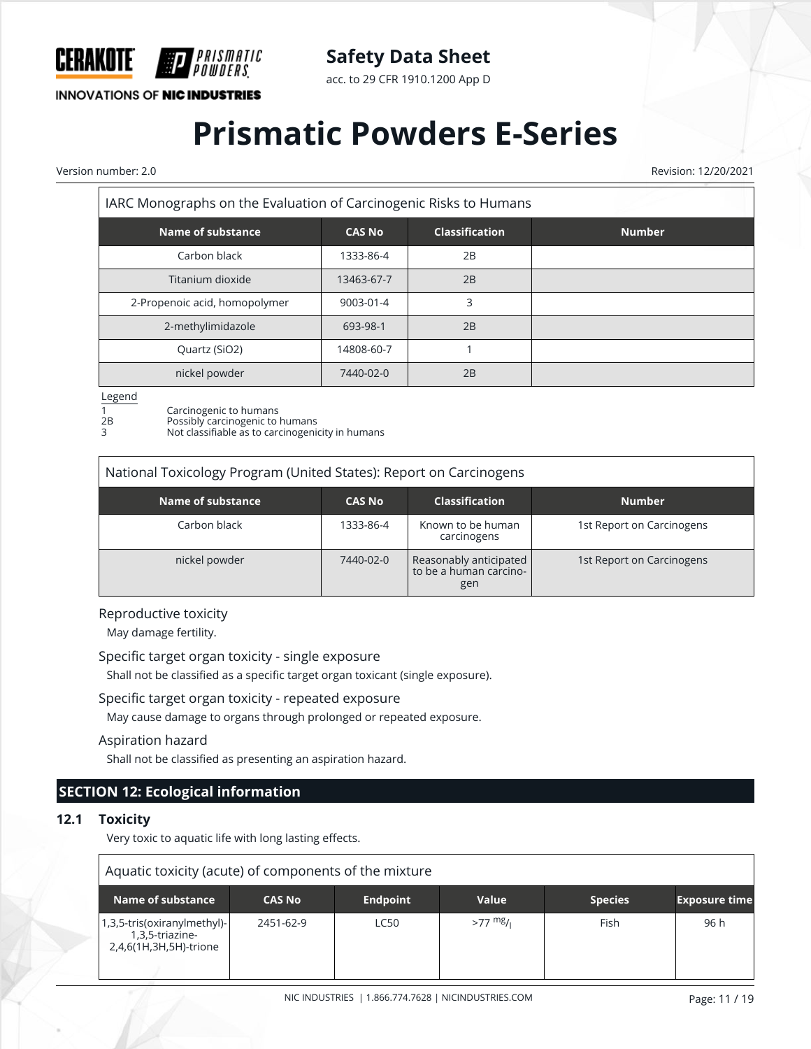| IARC Monographs on the Evaluation of Carcinogenic Risks to Humans | | | |
|---|---|---|---|
| **Name of substance** | **CAS No** | **Classification** | **Number** |
| Carbon black | 1333-86-4 | 2B | |
| Titanium dioxide | 13463-67-7 | 2B | |
| 2-Propenoic acid, homopolymer | 9003-01-4 | 3 | |
| 2-methylimidazole | 693-98-1 | 2B | |
| Quartz ($SiO_2$) | 14808-60-7 | 1 | |
| nickel powder | 7440-02-0 | 2B | |

Legend

1 Carcinogenic to humans
2B Possibly carcinogenic to humans
3 Not classifiable as to carcinogenicity in humans

| National Toxicology Program (United States): Report on Carcinogens | | | |
|---|---|---|---|
| **Name of substance** | **CAS No** | **Classification** | **Number** |
| Carbon black | 1333-86-4 | Known to be human carcinogens | 1st Report on Carcinogens |
| nickel powder | 7440-02-0 | Reasonably anticipated to be a human carcinogen | 1st Report on Carcinogens |

Reproductive toxicity

May damage fertility.

Specific target organ toxicity - single exposure

Shall not be classified as a specific target organ toxicant (single exposure).

Specific target organ toxicity - repeated exposure

May cause damage to organs through prolonged or repeated exposure.

Aspiration hazard

Shall not be classified as presenting an aspiration hazard.

## SECTION 12: Ecological information

### 12.1 Toxicity

Very toxic to aquatic life with long lasting effects.

| Aquatic toxicity (acute) of components of the mixture | | | | | |
|---|---|---|---|---|---|
| **Name of substance** | **CAS No** | **Endpoint** | **Value** | **Species** | **Exposure time** |
| 1,3,5-tris(oxiranylmethyl)-1,3,5-triazine-2,4,6(1H,3H,5H)-trione | 2451-62-9 | LC50 | >77 $^{mg}/_{l}$ | Fish | 96 h |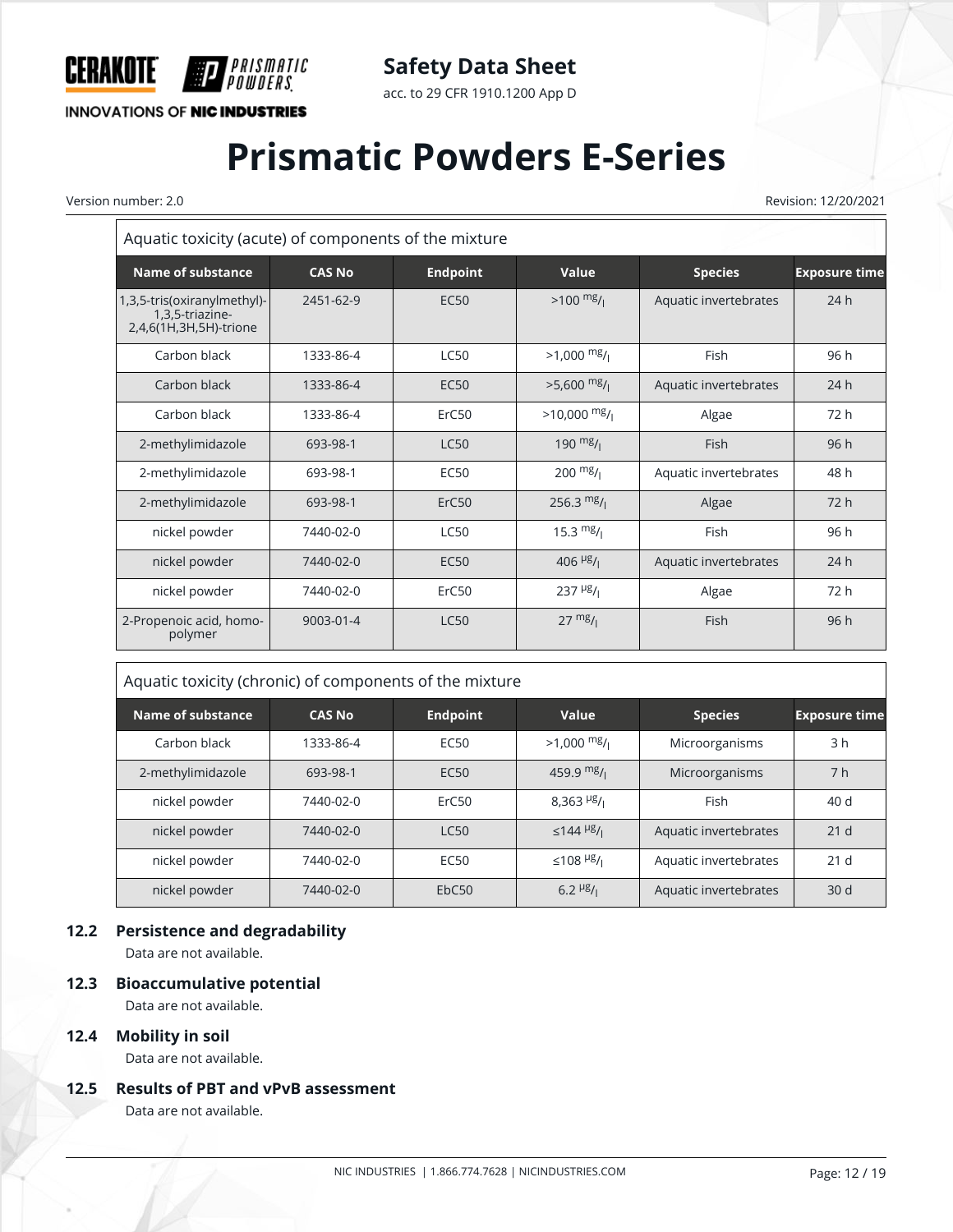| Aquatic toxicity (acute) of components of the mixture | | | | | |
|---|---|---|---|---|---|
| **Name of substance** | **CAS No** | **Endpoint** | **Value** | **Species** | **Exposure time** |
| 1,3,5-tris(oxiranylmethyl)-1,3,5-triazine-2,4,6(1H,3H,5H)-trione | 2451-62-9 | EC50 | >100 $^{mg}/_{l}$ | Aquatic invertebrates | 24 h |
| Carbon black | 1333-86-4 | LC50 | >1,000 $^{mg}/_{l}$ | Fish | 96 h |
| Carbon black | 1333-86-4 | EC50 | >5,600 $^{mg}/_{l}$ | Aquatic invertebrates | 24 h |
| Carbon black | 1333-86-4 | ErC50 | >10,000 $^{mg}/_{l}$ | Algae | 72 h |
| 2-methylimidazole | 693-98-1 | LC50 | 190 $^{mg}/_{l}$ | Fish | 96 h |
| 2-methylimidazole | 693-98-1 | EC50 | 200 $^{mg}/_{l}$ | Aquatic invertebrates | 48 h |
| 2-methylimidazole | 693-98-1 | ErC50 | 256.3 $^{mg}/_{l}$ | Algae | 72 h |
| nickel powder | 7440-02-0 | LC50 | 15.3 $^{mg}/_{l}$ | Fish | 96 h |
| nickel powder | 7440-02-0 | EC50 | 406 $^{µg}/_{l}$ | Aquatic invertebrates | 24 h |
| nickel powder | 7440-02-0 | ErC50 | 237 $^{µg}/_{l}$ | Algae | 72 h |
| 2-Propenoic acid, homo-polymer | 9003-01-4 | LC50 | 27 $^{mg}/_{l}$ | Fish | 96 h |

| Aquatic toxicity (chronic) of components of the mixture | | | | | |
|---|---|---|---|---|---|
| **Name of substance** | **CAS No** | **Endpoint** | **Value** | **Species** | **Exposure time** |
| Carbon black | 1333-86-4 | EC50 | >1,000 $^{mg}/_{l}$ | Microorganisms | 3 h |
| 2-methylimidazole | 693-98-1 | EC50 | 459.9 $^{mg}/_{l}$ | Microorganisms | 7 h |
| nickel powder | 7440-02-0 | ErC50 | 8,363 $^{µg}/_{l}$ | Fish | 40 d |
| nickel powder | 7440-02-0 | LC50 | ≤144 $^{µg}/_{l}$ | Aquatic invertebrates | 21 d |
| nickel powder | 7440-02-0 | EC50 | ≤108 $^{µg}/_{l}$ | Aquatic invertebrates | 21 d |
| nickel powder | 7440-02-0 | EbC50 | 6.2 $^{µg}/_{l}$ | Aquatic invertebrates | 30 d |

### 12.2 Persistence and degradability

Data are not available.

### 12.3 Bioaccumulative potential

Data are not available.

### 12.4 Mobility in soil

Data are not available.

### 12.5 Results of PBT and vPvB assessment

Data are not available.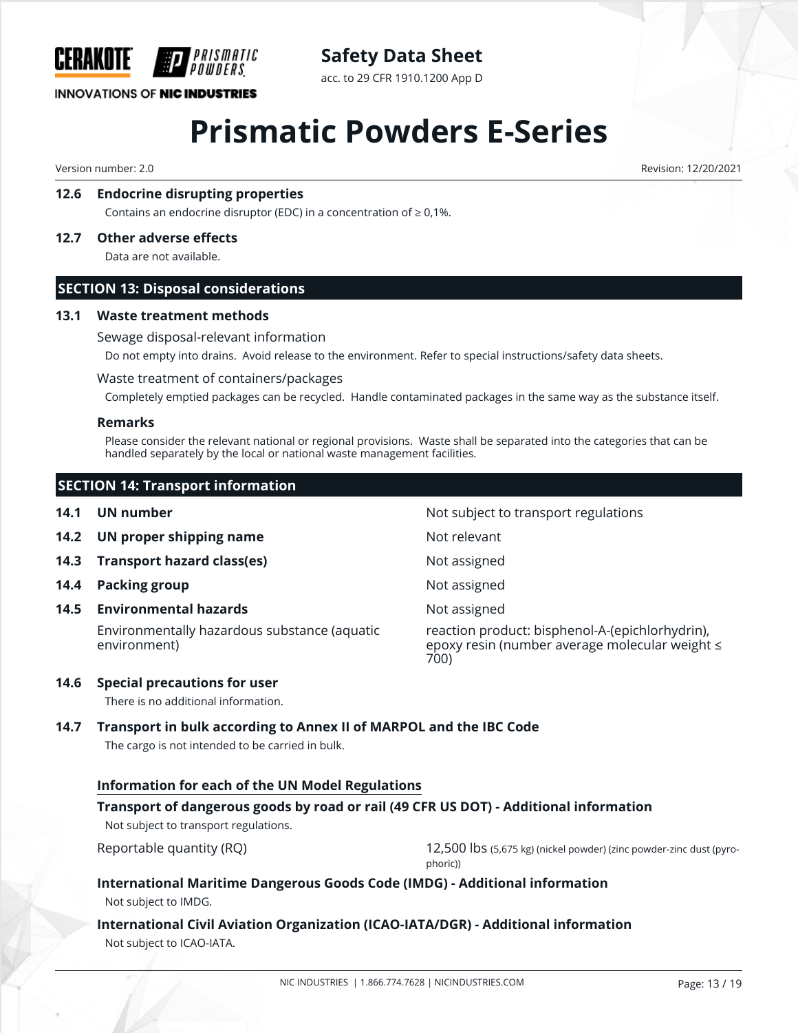### 12.6 Endocrine disrupting properties

Contains an endocrine disruptor (EDC) in a concentration of ≥ 0,1%.

### 12.7 Other adverse effects

Data are not available.

## SECTION 13: Disposal considerations

### 13.1 Waste treatment methods

Sewage disposal-relevant information

Do not empty into drains. Avoid release to the environment. Refer to special instructions/safety data sheets.

Waste treatment of containers/packages

Completely emptied packages can be recycled. Handle contaminated packages in the same way as the substance itself.

**Remarks**

Please consider the relevant national or regional provisions. Waste shall be separated into the categories that can be handled separately by the local or national waste management facilities.

## SECTION 14: Transport information

| | | |
|---|---|---|
| **14.1** | **UN number** | Not subject to transport regulations |
| **14.2** | **UN proper shipping name** | Not relevant |
| **14.3** | **Transport hazard class(es)** | Not assigned |
| **14.4** | **Packing group** | Not assigned |
| **14.5** | **Environmental hazards** | Not assigned |
| | Environmentally hazardous substance (aquatic environment) | reaction product: bisphenol-A-(epichlorhydrin), epoxy resin (number average molecular weight ≤ 700) |

### 14.6 Special precautions for user

There is no additional information.

### 14.7 Transport in bulk according to Annex II of MARPOL and the IBC Code

The cargo is not intended to be carried in bulk.

**Information for each of the UN Model Regulations**

**Transport of dangerous goods by road or rail (49 CFR US DOT) - Additional information**

Not subject to transport regulations.

| | |
|---|---|
| Reportable quantity (RQ) | 12,500 lbs (5,675 kg) (nickel powder) (zinc powder-zinc dust (pyrophoric)) |

**International Maritime Dangerous Goods Code (IMDG) - Additional information**

Not subject to IMDG.

**International Civil Aviation Organization (ICAO-IATA/DGR) - Additional information**

Not subject to ICAO-IATA.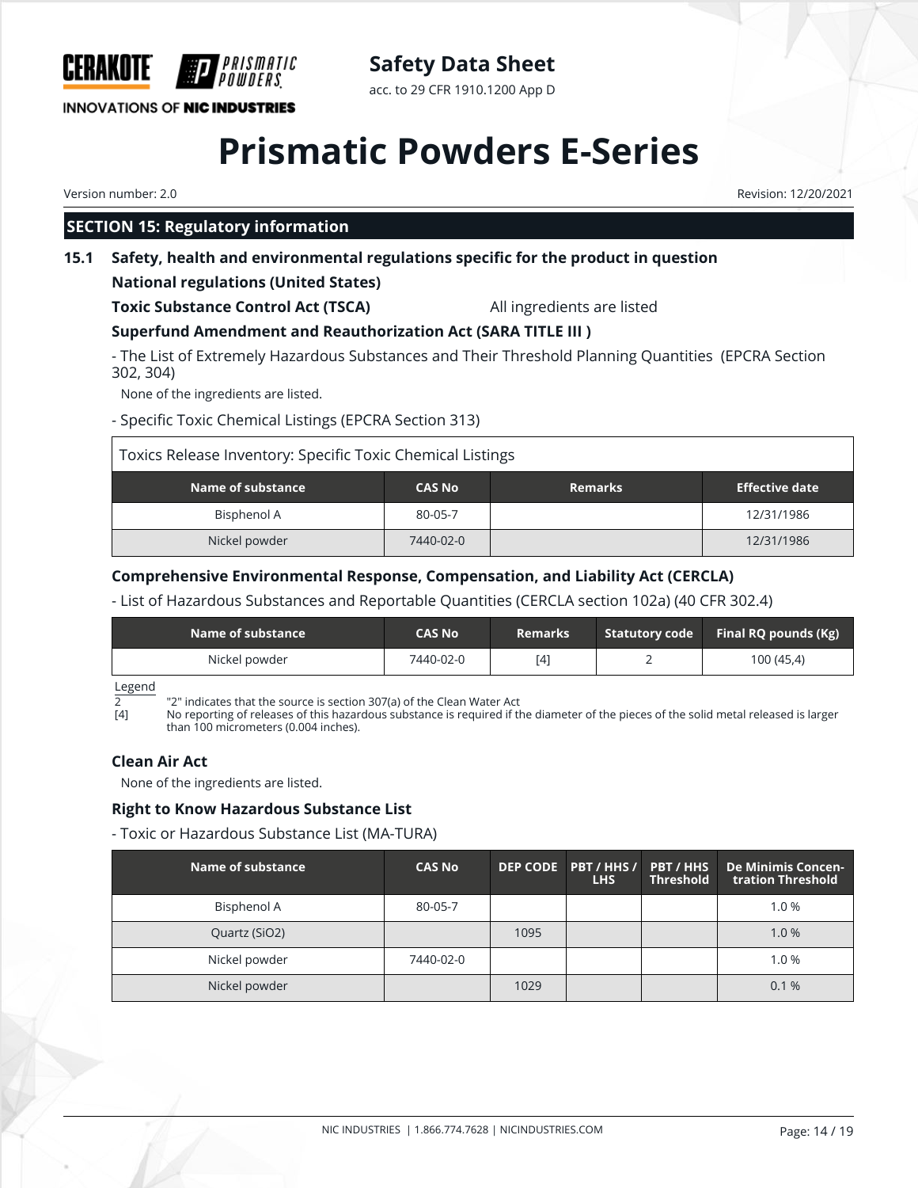## SECTION 15: Regulatory information

### 15.1 Safety, health and environmental regulations specific for the product in question

**National regulations (United States)**

**Toxic Substance Control Act (TSCA)** All ingredients are listed

**Superfund Amendment and Reauthorization Act (SARA TITLE III )**

- The List of Extremely Hazardous Substances and Their Threshold Planning Quantities (EPCRA Section 302, 304)

None of the ingredients are listed.

- Specific Toxic Chemical Listings (EPCRA Section 313)

Toxics Release Inventory: Specific Toxic Chemical Listings

| Name of substance | CAS No | Remarks | Effective date |
|---|---|---|---|
| Bisphenol A | 80-05-7 | | 12/31/1986 |
| Nickel powder | 7440-02-0 | | 12/31/1986 |

**Comprehensive Environmental Response, Compensation, and Liability Act (CERCLA)**

- List of Hazardous Substances and Reportable Quantities (CERCLA section 102a) (40 CFR 302.4)

| Name of substance | CAS No | Remarks | Statutory code | Final RQ pounds (Kg) |
|---|---|---|---|---|
| Nickel powder | 7440-02-0 | [4] | 2 | 100 (45,4) |

Legend
2 "2" indicates that the source is section 307(a) of the Clean Water Act
[4] No reporting of releases of this hazardous substance is required if the diameter of the pieces of the solid metal released is larger than 100 micrometers (0.004 inches).

**Clean Air Act**

None of the ingredients are listed.

**Right to Know Hazardous Substance List**

- Toxic or Hazardous Substance List (MA-TURA)

| Name of substance | CAS No | DEP CODE | PBT / HHS / LHS | PBT / HHS Threshold | De Minimis Concentration Threshold |
|---|---|---|---|---|---|
| Bisphenol A | 80-05-7 | | | | 1.0 % |
| Quartz ($SiO_2$) | | 1095 | | | 1.0 % |
| Nickel powder | 7440-02-0 | | | | 1.0 % |
| Nickel powder | | 1029 | | | 0.1 % |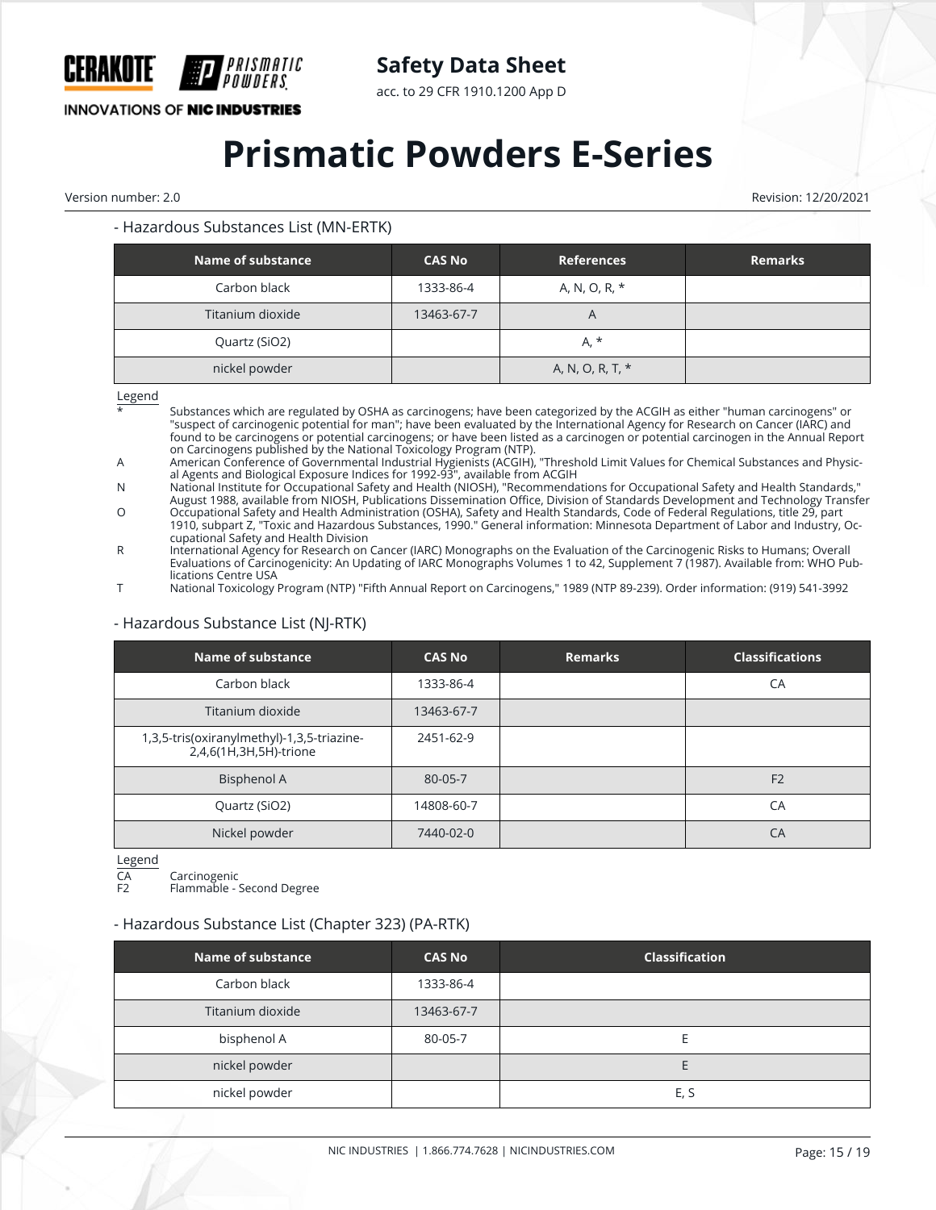- Hazardous Substances List (MN-ERTK)

| Name of substance | CAS No | References | Remarks |
|---|---|---|---|
| Carbon black | 1333-86-4 | A, N, O, R, * | |
| Titanium dioxide | 13463-67-7 | A | |
| Quartz (SiO2) | | A, * | |
| nickel powder | | A, N, O, R, T, * | |

Legend

- \* Substances which are regulated by OSHA as carcinogens; have been categorized by the ACGIH as either "human carcinogens" or "suspect of carcinogenic potential for man"; have been evaluated by the International Agency for Research on Cancer (IARC) and found to be carcinogens or potential carcinogens; or have been listed as a carcinogen or potential carcinogen in the Annual Report on Carcinogens published by the National Toxicology Program (NTP).
- A American Conference of Governmental Industrial Hygienists (ACGIH), "Threshold Limit Values for Chemical Substances and Physical Agents and Biological Exposure Indices for 1992-93", available from ACGIH
- N National Institute for Occupational Safety and Health (NIOSH), "Recommendations for Occupational Safety and Health Standards," August 1988, available from NIOSH, Publications Dissemination Office, Division of Standards Development and Technology Transfer
- O Occupational Safety and Health Administration (OSHA), Safety and Health Standards, Code of Federal Regulations, title 29, part 1910, subpart Z, "Toxic and Hazardous Substances, 1990." General information: Minnesota Department of Labor and Industry, Occupational Safety and Health Division
- R International Agency for Research on Cancer (IARC) Monographs on the Evaluation of the Carcinogenic Risks to Humans; Overall Evaluations of Carcinogenicity: An Updating of IARC Monographs Volumes 1 to 42, Supplement 7 (1987). Available from: WHO Publications Centre USA
- T National Toxicology Program (NTP) "Fifth Annual Report on Carcinogens," 1989 (NTP 89-239). Order information: (919) 541-3992

- Hazardous Substance List (NJ-RTK)

| Name of substance | CAS No | Remarks | Classifications |
|---|---|---|---|
| Carbon black | 1333-86-4 | | CA |
| Titanium dioxide | 13463-67-7 | | |
| 1,3,5-tris(oxiranylmethyl)-1,3,5-triazine-2,4,6(1H,3H,5H)-trione | 2451-62-9 | | |
| Bisphenol A | 80-05-7 | | F2 |
| Quartz (SiO2) | 14808-60-7 | | CA |
| Nickel powder | 7440-02-0 | | CA |

Legend

- CA Carcinogenic
- F2 Flammable - Second Degree

- Hazardous Substance List (Chapter 323) (PA-RTK)

| Name of substance | CAS No | Classification |
|---|---|---|
| Carbon black | 1333-86-4 | |
| Titanium dioxide | 13463-67-7 | |
| bisphenol A | 80-05-7 | E |
| nickel powder | | E |
| nickel powder | | E, S |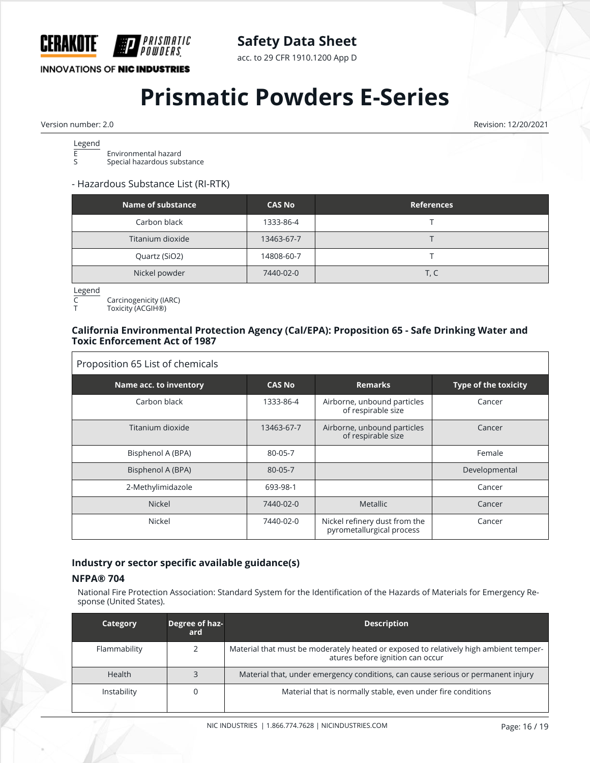Legend

E Environmental hazard
S Special hazardous substance

- Hazardous Substance List (RI-RTK)

| Name of substance | CAS No | References |
|---|---|---|
| Carbon black | 1333-86-4 | T |
| Titanium dioxide | 13463-67-7 | T |
| Quartz ($SiO_2$) | 14808-60-7 | T |
| Nickel powder | 7440-02-0 | T, C |

Legend

C Carcinogenicity (IARC)
T Toxicity (ACGIH®)

**California Environmental Protection Agency (Cal/EPA): Proposition 65 - Safe Drinking Water and Toxic Enforcement Act of 1987**

Proposition 65 List of chemicals

| Name acc. to inventory | CAS No | Remarks | Type of the toxicity |
|---|---|---|---|
| Carbon black | 1333-86-4 | Airborne, unbound particles of respirable size | Cancer |
| Titanium dioxide | 13463-67-7 | Airborne, unbound particles of respirable size | Cancer |
| Bisphenol A (BPA) | 80-05-7 | | Female |
| Bisphenol A (BPA) | 80-05-7 | | Developmental |
| 2-Methylimidazole | 693-98-1 | | Cancer |
| Nickel | 7440-02-0 | Metallic | Cancer |
| Nickel | 7440-02-0 | Nickel refinery dust from the pyrometallurgical process | Cancer |

### Industry or sector specific available guidance(s)

**NFPA® 704**

National Fire Protection Association: Standard System for the Identification of the Hazards of Materials for Emergency Response (United States).

| Category | Degree of hazard | Description |
|---|---|---|
| Flammability | 2 | Material that must be moderately heated or exposed to relatively high ambient temperatures before ignition can occur |
| Health | 3 | Material that, under emergency conditions, can cause serious or permanent injury |
| Instability | 0 | Material that is normally stable, even under fire conditions |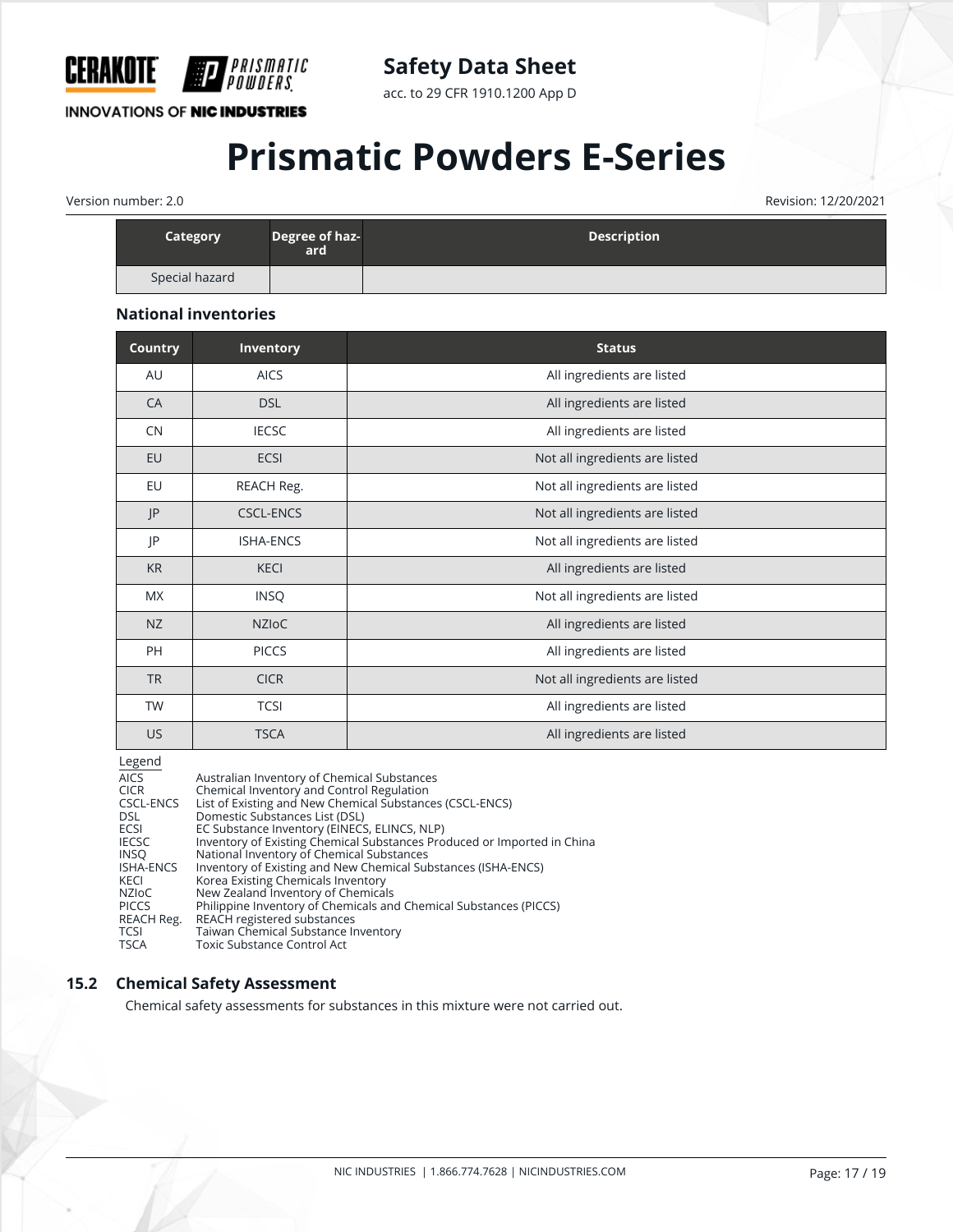| Category | Degree of hazard | Description |
| --- | --- | --- |
| Special hazard | | |

### National inventories

| Country | Inventory | Status |
| --- | --- | --- |
| AU | AICS | All ingredients are listed |
| CA | DSL | All ingredients are listed |
| CN | IECSC | All ingredients are listed |
| EU | ECSI | Not all ingredients are listed |
| EU | REACH Reg. | Not all ingredients are listed |
| JP | CSCL-ENCS | Not all ingredients are listed |
| JP | ISHA-ENCS | Not all ingredients are listed |
| KR | KECI | All ingredients are listed |
| MX | INSQ | Not all ingredients are listed |
| NZ | NZIoC | All ingredients are listed |
| PH | PICCS | All ingredients are listed |
| TR | CICR | Not all ingredients are listed |
| TW | TCSI | All ingredients are listed |
| US | TSCA | All ingredients are listed |

Legend

| | |
| --- | --- |
| AICS | Australian Inventory of Chemical Substances |
| CICR | Chemical Inventory and Control Regulation |
| CSCL-ENCS | List of Existing and New Chemical Substances (CSCL-ENCS) |
| DSL | Domestic Substances List (DSL) |
| ECSI | EC Substance Inventory (EINECS, ELINCS, NLP) |
| IECSC | Inventory of Existing Chemical Substances Produced or Imported in China |
| INSQ | National Inventory of Chemical Substances |
| ISHA-ENCS | Inventory of Existing and New Chemical Substances (ISHA-ENCS) |
| KECI | Korea Existing Chemicals Inventory |
| NZIoC | New Zealand Inventory of Chemicals |
| PICCS | Philippine Inventory of Chemicals and Chemical Substances (PICCS) |
| REACH Reg. | REACH registered substances |
| TCSI | Taiwan Chemical Substance Inventory |
| TSCA | Toxic Substance Control Act |

## 15.2 Chemical Safety Assessment

Chemical safety assessments for substances in this mixture were not carried out.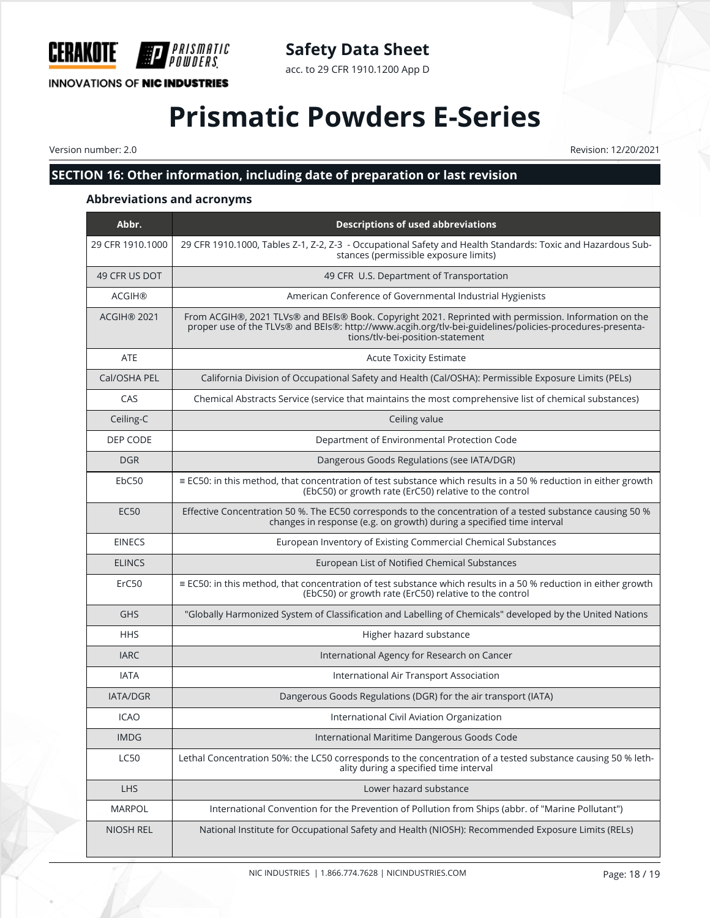## SECTION 16: Other information, including date of preparation or last revision

### Abbreviations and acronyms

| Abbr. | Descriptions of used abbreviations |
|---|---|
| 29 CFR 1910.1000 | 29 CFR 1910.1000, Tables Z-1, Z-2, Z-3 - Occupational Safety and Health Standards: Toxic and Hazardous Substances (permissible exposure limits) |
| 49 CFR US DOT | 49 CFR U.S. Department of Transportation |
| ACGIH® | American Conference of Governmental Industrial Hygienists |
| ACGIH® 2021 | From ACGIH®, 2021 TLVs® and BEIs® Book. Copyright 2021. Reprinted with permission. Information on the proper use of the TLVs® and BEIs®: http://www.acgih.org/tlv-bei-guidelines/policies-procedures-presentations/tlv-bei-position-statement |
| ATE | Acute Toxicity Estimate |
| Cal/OSHA PEL | California Division of Occupational Safety and Health (Cal/OSHA): Permissible Exposure Limits (PELs) |
| CAS | Chemical Abstracts Service (service that maintains the most comprehensive list of chemical substances) |
| Ceiling-C | Ceiling value |
| DEP CODE | Department of Environmental Protection Code |
| DGR | Dangerous Goods Regulations (see IATA/DGR) |
| EbC50 | ≡ EC50: in this method, that concentration of test substance which results in a 50 % reduction in either growth (EbC50) or growth rate (ErC50) relative to the control |
| EC50 | Effective Concentration 50 %. The EC50 corresponds to the concentration of a tested substance causing 50 % changes in response (e.g. on growth) during a specified time interval |
| EINECS | European Inventory of Existing Commercial Chemical Substances |
| ELINCS | European List of Notified Chemical Substances |
| ErC50 | ≡ EC50: in this method, that concentration of test substance which results in a 50 % reduction in either growth (EbC50) or growth rate (ErC50) relative to the control |
| GHS | "Globally Harmonized System of Classification and Labelling of Chemicals" developed by the United Nations |
| HHS | Higher hazard substance |
| IARC | International Agency for Research on Cancer |
| IATA | International Air Transport Association |
| IATA/DGR | Dangerous Goods Regulations (DGR) for the air transport (IATA) |
| ICAO | International Civil Aviation Organization |
| IMDG | International Maritime Dangerous Goods Code |
| LC50 | Lethal Concentration 50%: the LC50 corresponds to the concentration of a tested substance causing 50 % lethality during a specified time interval |
| LHS | Lower hazard substance |
| MARPOL | International Convention for the Prevention of Pollution from Ships (abbr. of "Marine Pollutant") |
| NIOSH REL | National Institute for Occupational Safety and Health (NIOSH): Recommended Exposure Limits (RELs) |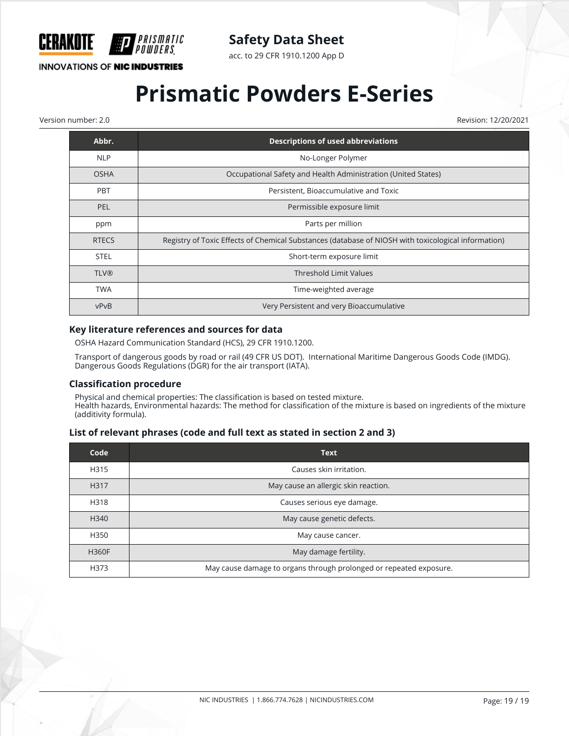| Abbr. | Descriptions of used abbreviations |
| --- | --- |
| NLP | No-Longer Polymer |
| OSHA | Occupational Safety and Health Administration (United States) |
| PBT | Persistent, Bioaccumulative and Toxic |
| PEL | Permissible exposure limit |
| ppm | Parts per million |
| RTECS | Registry of Toxic Effects of Chemical Substances (database of NIOSH with toxicological information) |
| STEL | Short-term exposure limit |
| TLV® | Threshold Limit Values |
| TWA | Time-weighted average |
| vPvB | Very Persistent and very Bioaccumulative |

### Key literature references and sources for data

OSHA Hazard Communication Standard (HCS), 29 CFR 1910.1200.

Transport of dangerous goods by road or rail (49 CFR US DOT). International Maritime Dangerous Goods Code (IMDG). Dangerous Goods Regulations (DGR) for the air transport (IATA).

### Classification procedure

Physical and chemical properties: The classification is based on tested mixture.
Health hazards, Environmental hazards: The method for classification of the mixture is based on ingredients of the mixture (additivity formula).

### List of relevant phrases (code and full text as stated in section 2 and 3)

| Code | Text |
| --- | --- |
| H315 | Causes skin irritation. |
| H317 | May cause an allergic skin reaction. |
| H318 | Causes serious eye damage. |
| H340 | May cause genetic defects. |
| H350 | May cause cancer. |
| H360F | May damage fertility. |
| H373 | May cause damage to organs through prolonged or repeated exposure. |